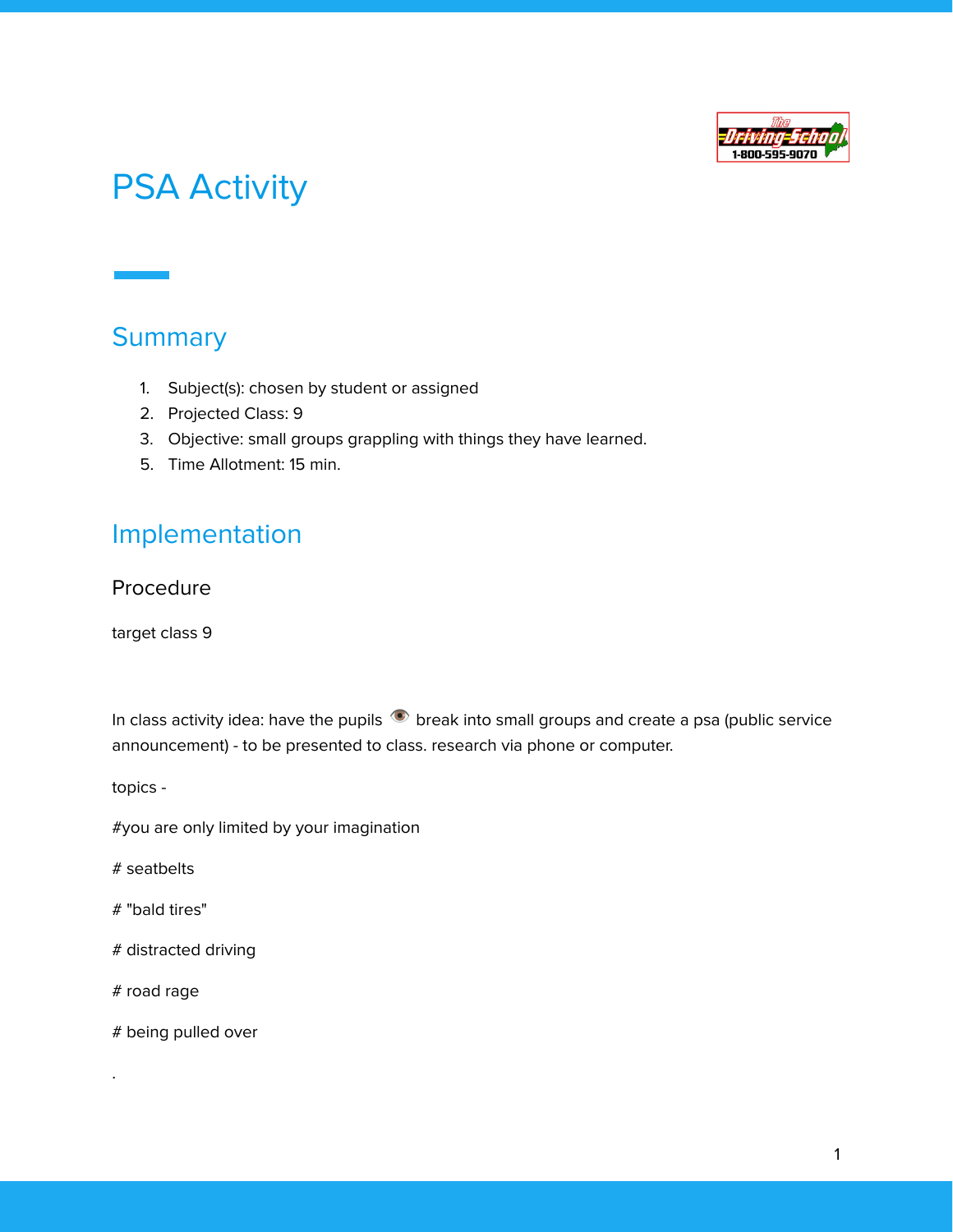# PSA Activity

## Summary

1. Subject(s): chosen by student or assigned
2. Projected Class: 9
3. Objective: small groups grappling with things they have learned.
5. Time Allotment: 15 min.

## Implementation

### Procedure

target class 9

In class activity idea: have the pupils 👁️ break into small groups and create a psa (public service announcement) - to be presented to class. research via phone or computer.

topics -

#you are only limited by your imagination

# seatbelts

# "bald tires"

# distracted driving

# road rage

# being pulled over

.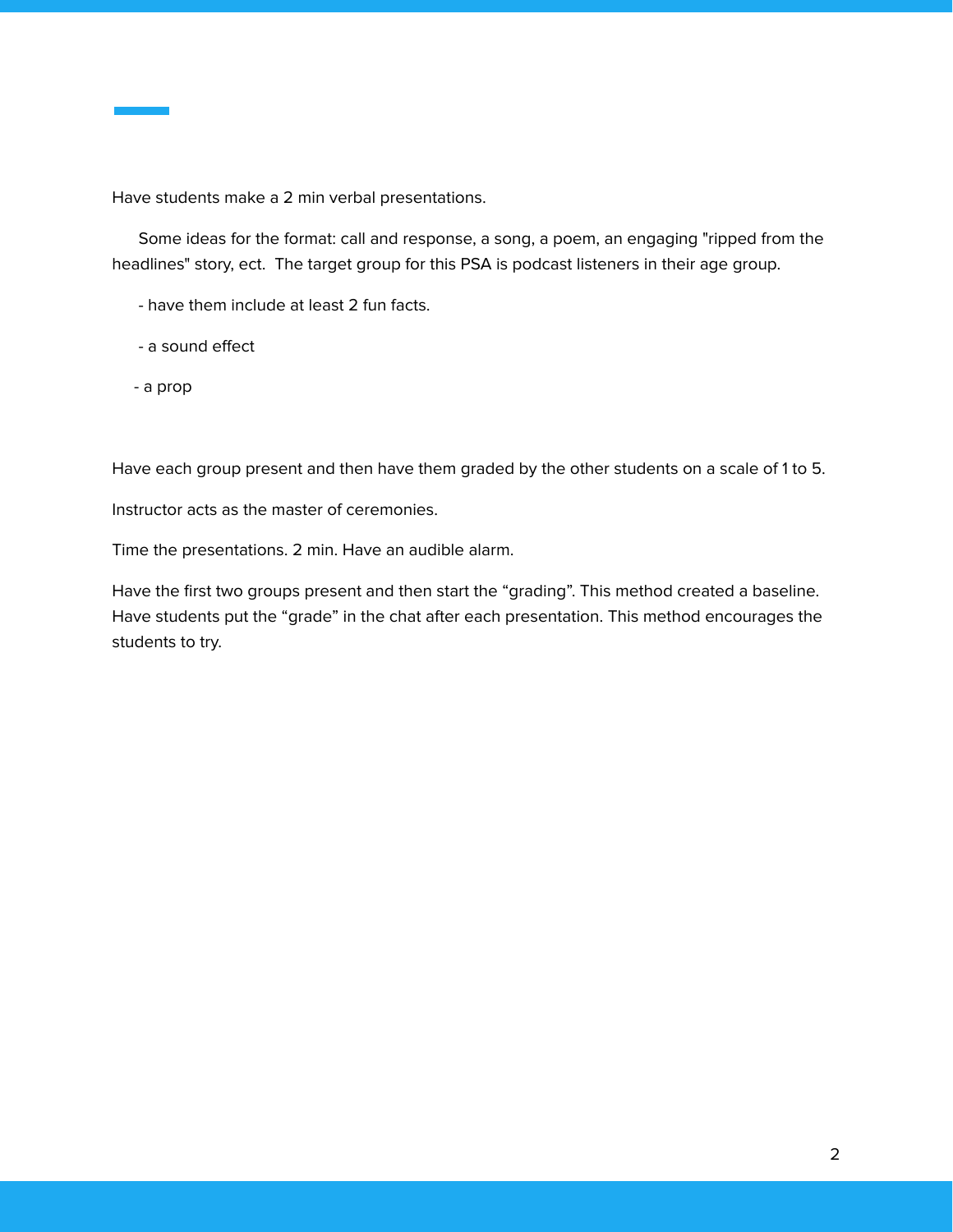Have students make a 2 min verbal presentations.

Some ideas for the format: call and response, a song, a poem, an engaging "ripped from the headlines" story, ect. The target group for this PSA is podcast listeners in their age group.

- have them include at least 2 fun facts.
- a sound effect
- a prop

Have each group present and then have them graded by the other students on a scale of 1 to 5.

Instructor acts as the master of ceremonies.

Time the presentations. 2 min. Have an audible alarm.

Have the first two groups present and then start the “grading”. This method created a baseline. Have students put the “grade” in the chat after each presentation. This method encourages the students to try.